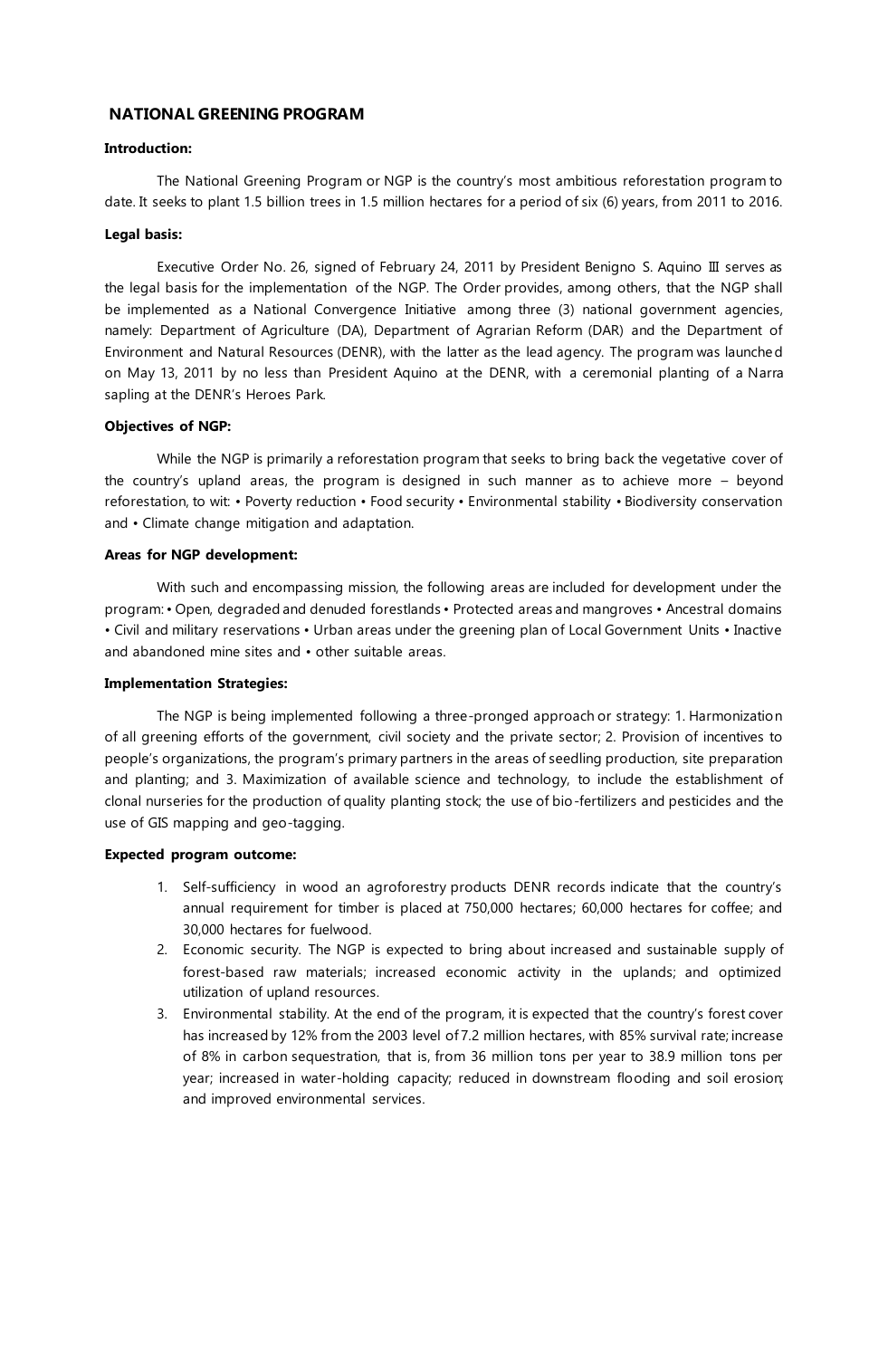# NATIONAL GREENING PROGRAM

**Introduction:**

The National Greening Program or NGP is the country's most ambitious reforestation program to date. It seeks to plant 1.5 billion trees in 1.5 million hectares for a period of six (6) years, from 2011 to 2016.

**Legal basis:**

Executive Order No. 26, signed of February 24, 2011 by President Benigno S. Aquino III serves as the legal basis for the implementation of the NGP. The Order provides, among others, that the NGP shall be implemented as a National Convergence Initiative among three (3) national government agencies, namely: Department of Agriculture (DA), Department of Agrarian Reform (DAR) and the Department of Environment and Natural Resources (DENR), with the latter as the lead agency. The program was launched on May 13, 2011 by no less than President Aquino at the DENR, with a ceremonial planting of a Narra sapling at the DENR's Heroes Park.

**Objectives of NGP:**

While the NGP is primarily a reforestation program that seeks to bring back the vegetative cover of the country's upland areas, the program is designed in such manner as to achieve more – beyond reforestation, to wit: • Poverty reduction • Food security • Environmental stability • Biodiversity conservation and • Climate change mitigation and adaptation.

**Areas for NGP development:**

With such and encompassing mission, the following areas are included for development under the program: • Open, degraded and denuded forestlands • Protected areas and mangroves • Ancestral domains • Civil and military reservations • Urban areas under the greening plan of Local Government Units • Inactive and abandoned mine sites and • other suitable areas.

**Implementation Strategies:**

The NGP is being implemented following a three-pronged approach or strategy: 1. Harmonization of all greening efforts of the government, civil society and the private sector; 2. Provision of incentives to people's organizations, the program's primary partners in the areas of seedling production, site preparation and planting; and 3. Maximization of available science and technology, to include the establishment of clonal nurseries for the production of quality planting stock; the use of bio-fertilizers and pesticides and the use of GIS mapping and geo-tagging.

**Expected program outcome:**

1. Self-sufficiency in wood an agroforestry products DENR records indicate that the country's annual requirement for timber is placed at 750,000 hectares; 60,000 hectares for coffee; and 30,000 hectares for fuelwood.
2. Economic security. The NGP is expected to bring about increased and sustainable supply of forest-based raw materials; increased economic activity in the uplands; and optimized utilization of upland resources.
3. Environmental stability. At the end of the program, it is expected that the country's forest cover has increased by 12% from the 2003 level of 7.2 million hectares, with 85% survival rate; increase of 8% in carbon sequestration, that is, from 36 million tons per year to 38.9 million tons per year; increased in water-holding capacity; reduced in downstream flooding and soil erosion; and improved environmental services.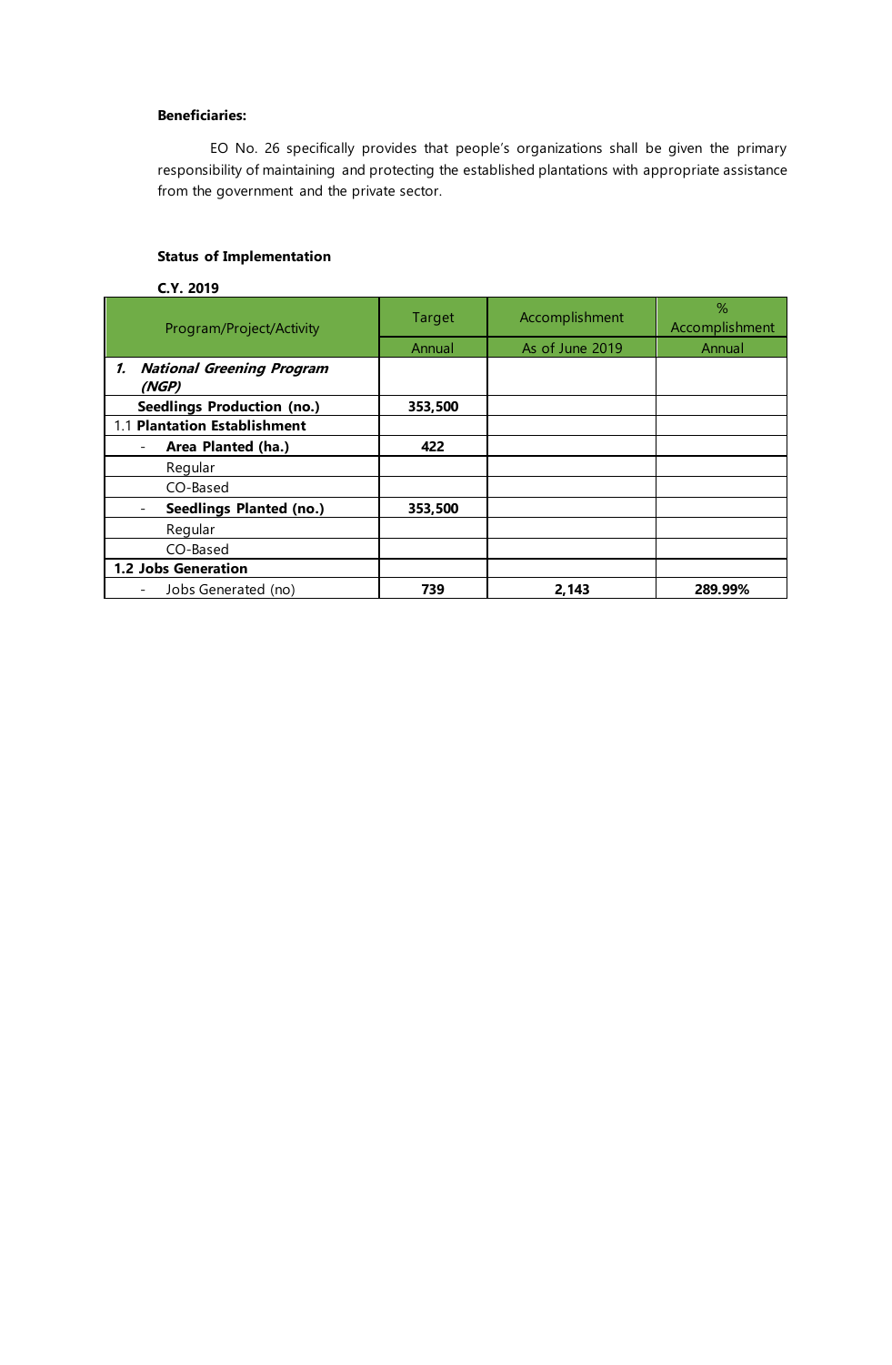**Beneficiaries:**

EO No. 26 specifically provides that people's organizations shall be given the primary responsibility of maintaining and protecting the established plantations with appropriate assistance from the government and the private sector.

**Status of Implementation**

**C.Y. 2019**

| Program/Project/Activity | Target | Accomplishment | % Accomplishment |
|---|---|---|---|
| | Annual | As of June 2019 | Annual |
| ***1. National Greening Program (NGP)*** | | | |
| **Seedlings Production (no.)** | **353,500** | | |
| 1.1 **Plantation Establishment** | | | |
| - **Area Planted (ha.)** | **422** | | |
| Regular | | | |
| CO-Based | | | |
| - **Seedlings Planted (no.)** | **353,500** | | |
| Regular | | | |
| CO-Based | | | |
| **1.2 Jobs Generation** | | | |
| - Jobs Generated (no) | **739** | **2,143** | **289.99%** |